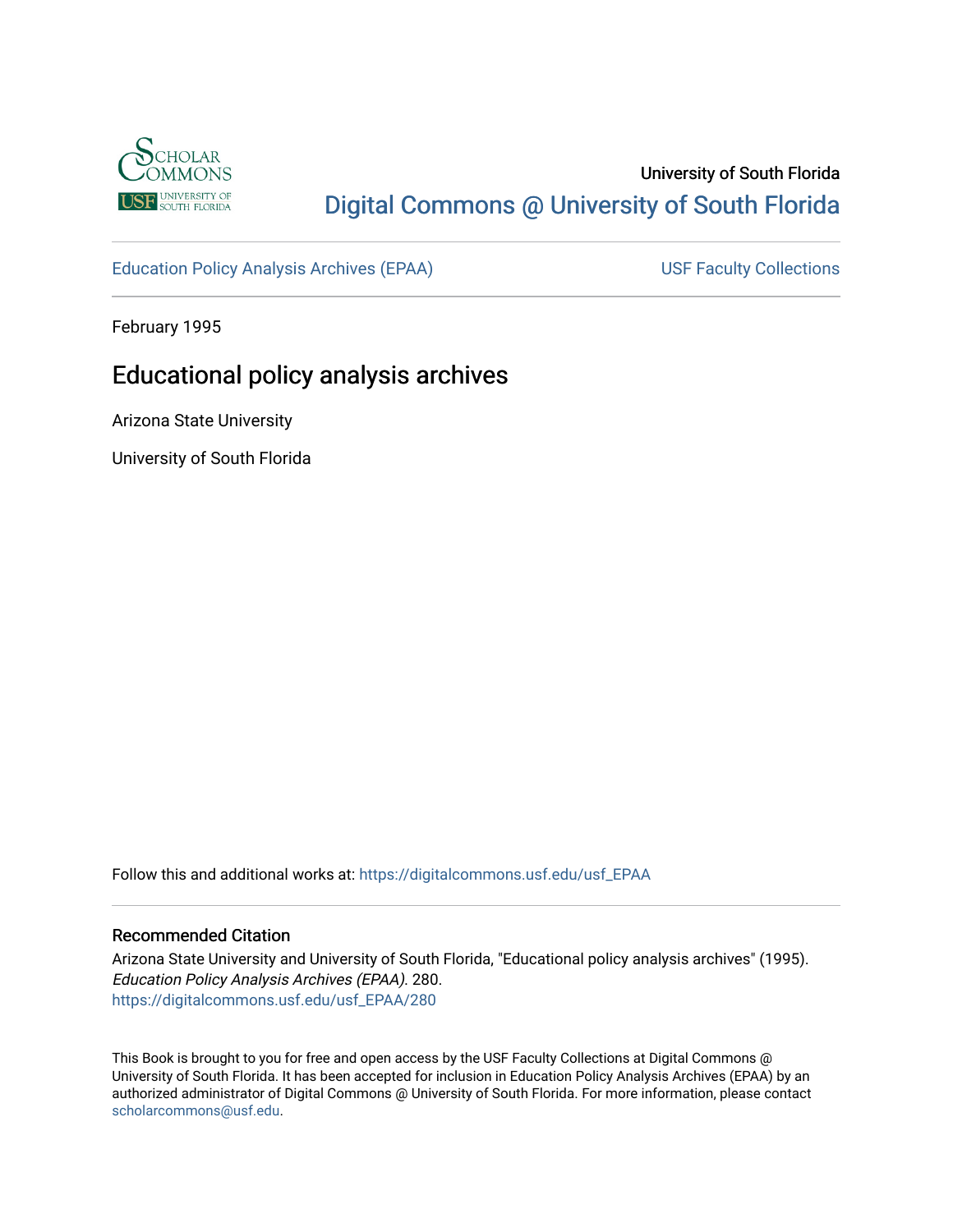University of South Florida

Digital Commons @ University of South Florida

Education Policy Analysis Archives (EPAA)

USF Faculty Collections

February 1995

# Educational policy analysis archives

Arizona State University

University of South Florida

Follow this and additional works at: https://digitalcommons.usf.edu/usf_EPAA

## Recommended Citation

Arizona State University and University of South Florida, "Educational policy analysis archives" (1995). *Education Policy Analysis Archives (EPAA)*. 280.
https://digitalcommons.usf.edu/usf_EPAA/280

This Book is brought to you for free and open access by the USF Faculty Collections at Digital Commons @ University of South Florida. It has been accepted for inclusion in Education Policy Analysis Archives (EPAA) by an authorized administrator of Digital Commons @ University of South Florida. For more information, please contact scholarcommons@usf.edu.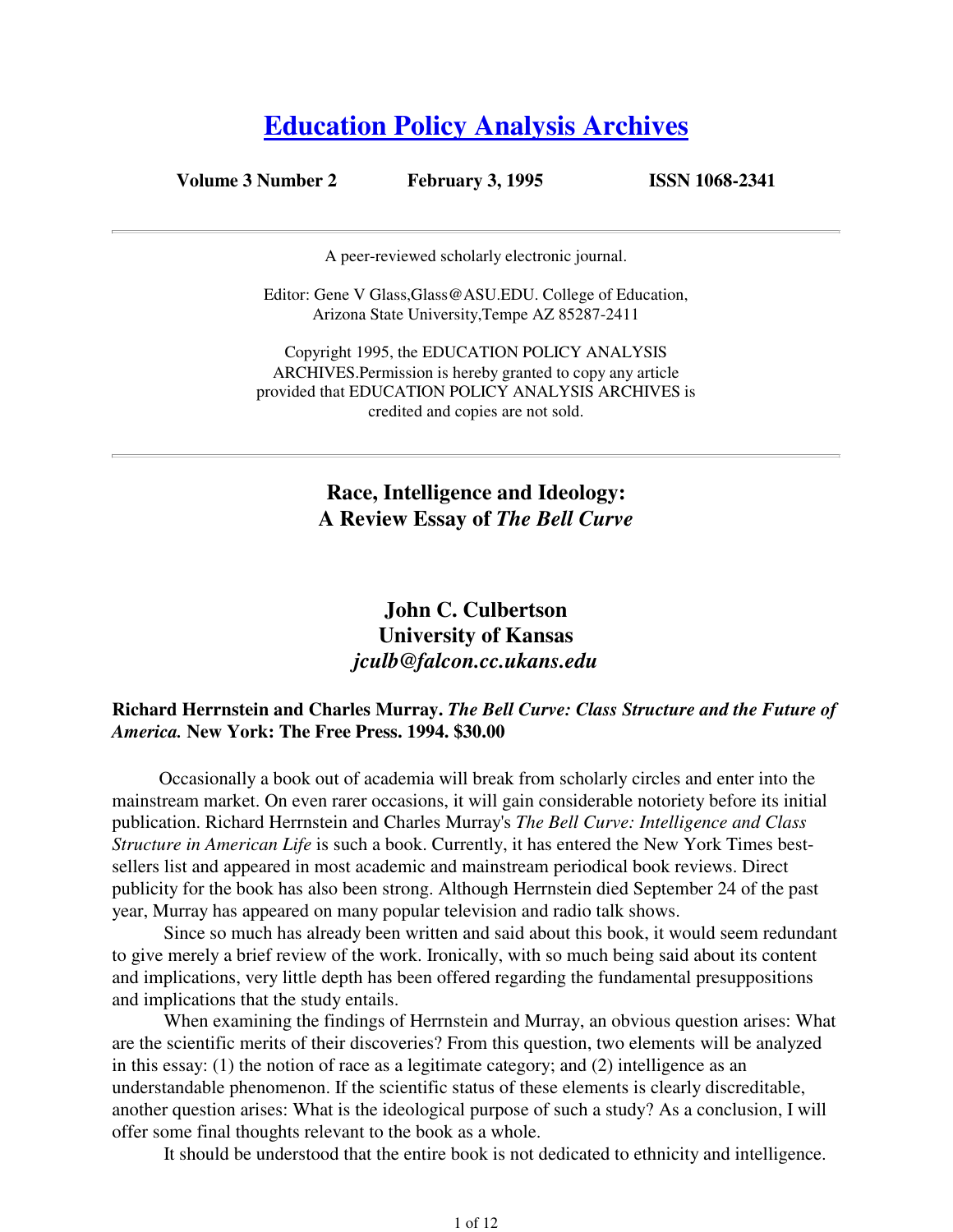# [Education Policy Analysis Archives](#)

**Volume 3 Number 2** **February 3, 1995** **ISSN 1068-2341**

---

A peer-reviewed scholarly electronic journal.

Editor: Gene V Glass,Glass@ASU.EDU. College of Education, Arizona State University,Tempe AZ 85287-2411

Copyright 1995, the EDUCATION POLICY ANALYSIS ARCHIVES.Permission is hereby granted to copy any article provided that EDUCATION POLICY ANALYSIS ARCHIVES is credited and copies are not sold.

---

## Race, Intelligence and Ideology: A Review Essay of *The Bell Curve*

### John C. Culbertson
### University of Kansas
### *jculb@falcon.cc.ukans.edu*

**Richard Herrnstein and Charles Murray.** ***The Bell Curve: Class Structure and the Future of America.*** **New York: The Free Press. 1994. $30.00**

Occasionally a book out of academia will break from scholarly circles and enter into the mainstream market. On even rarer occasions, it will gain considerable notoriety before its initial publication. Richard Herrnstein and Charles Murray's *The Bell Curve: Intelligence and Class Structure in American Life* is such a book. Currently, it has entered the New York Times best-sellers list and appeared in most academic and mainstream periodical book reviews. Direct publicity for the book has also been strong. Although Herrnstein died September 24 of the past year, Murray has appeared on many popular television and radio talk shows.

Since so much has already been written and said about this book, it would seem redundant to give merely a brief review of the work. Ironically, with so much being said about its content and implications, very little depth has been offered regarding the fundamental presuppositions and implications that the study entails.

When examining the findings of Herrnstein and Murray, an obvious question arises: What are the scientific merits of their discoveries? From this question, two elements will be analyzed in this essay: (1) the notion of race as a legitimate category; and (2) intelligence as an understandable phenomenon. If the scientific status of these elements is clearly discreditable, another question arises: What is the ideological purpose of such a study? As a conclusion, I will offer some final thoughts relevant to the book as a whole.

It should be understood that the entire book is not dedicated to ethnicity and intelligence.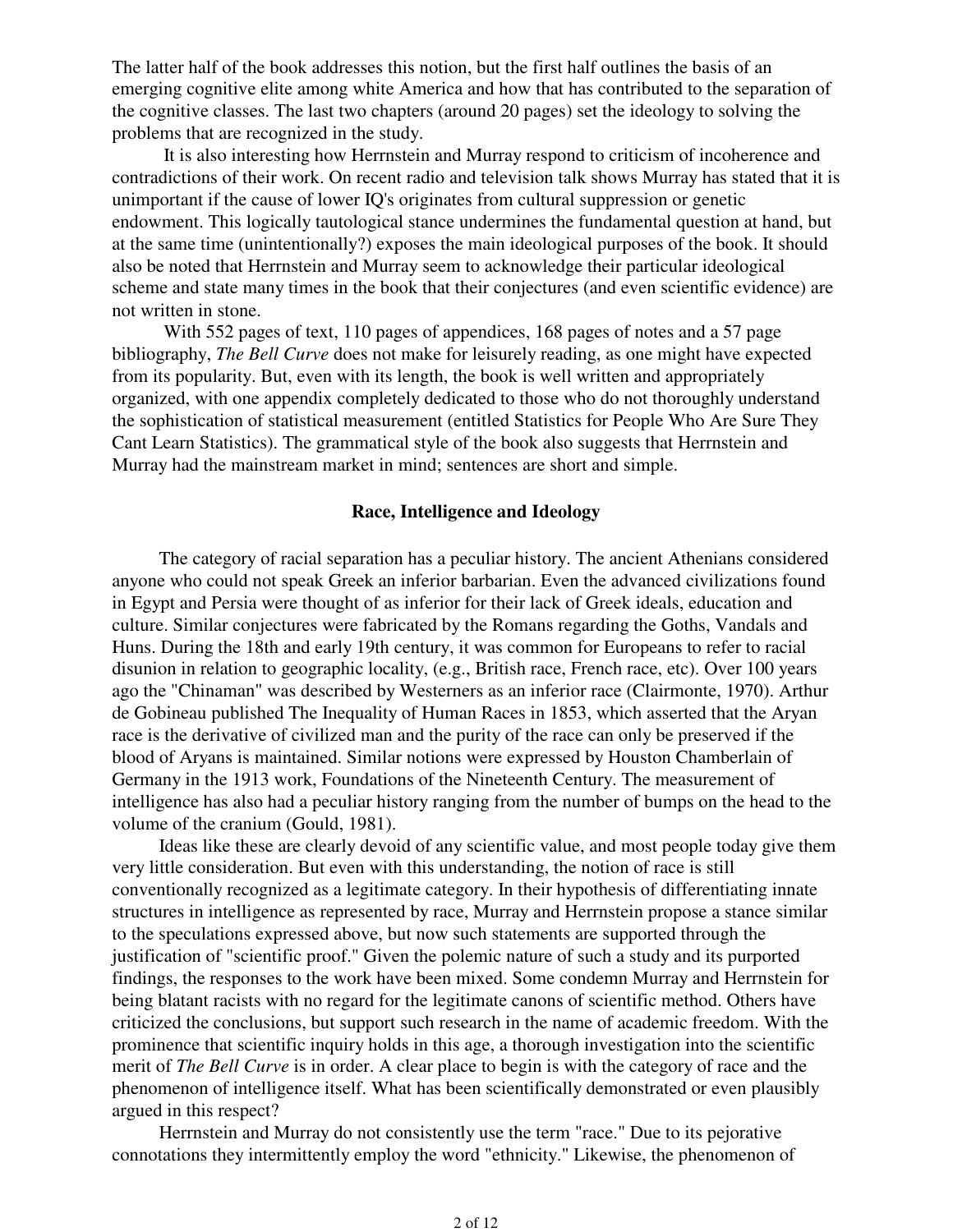The latter half of the book addresses this notion, but the first half outlines the basis of an emerging cognitive elite among white America and how that has contributed to the separation of the cognitive classes. The last two chapters (around 20 pages) set the ideology to solving the problems that are recognized in the study.

It is also interesting how Herrnstein and Murray respond to criticism of incoherence and contradictions of their work. On recent radio and television talk shows Murray has stated that it is unimportant if the cause of lower IQ's originates from cultural suppression or genetic endowment. This logically tautological stance undermines the fundamental question at hand, but at the same time (unintentionally?) exposes the main ideological purposes of the book. It should also be noted that Herrnstein and Murray seem to acknowledge their particular ideological scheme and state many times in the book that their conjectures (and even scientific evidence) are not written in stone.

With 552 pages of text, 110 pages of appendices, 168 pages of notes and a 57 page bibliography, *The Bell Curve* does not make for leisurely reading, as one might have expected from its popularity. But, even with its length, the book is well written and appropriately organized, with one appendix completely dedicated to those who do not thoroughly understand the sophistication of statistical measurement (entitled Statistics for People Who Are Sure They Cant Learn Statistics). The grammatical style of the book also suggests that Herrnstein and Murray had the mainstream market in mind; sentences are short and simple.

## Race, Intelligence and Ideology

The category of racial separation has a peculiar history. The ancient Athenians considered anyone who could not speak Greek an inferior barbarian. Even the advanced civilizations found in Egypt and Persia were thought of as inferior for their lack of Greek ideals, education and culture. Similar conjectures were fabricated by the Romans regarding the Goths, Vandals and Huns. During the 18th and early 19th century, it was common for Europeans to refer to racial disunion in relation to geographic locality, (e.g., British race, French race, etc). Over 100 years ago the "Chinaman" was described by Westerners as an inferior race (Clairmonte, 1970). Arthur de Gobineau published The Inequality of Human Races in 1853, which asserted that the Aryan race is the derivative of civilized man and the purity of the race can only be preserved if the blood of Aryans is maintained. Similar notions were expressed by Houston Chamberlain of Germany in the 1913 work, Foundations of the Nineteenth Century. The measurement of intelligence has also had a peculiar history ranging from the number of bumps on the head to the volume of the cranium (Gould, 1981).

Ideas like these are clearly devoid of any scientific value, and most people today give them very little consideration. But even with this understanding, the notion of race is still conventionally recognized as a legitimate category. In their hypothesis of differentiating innate structures in intelligence as represented by race, Murray and Herrnstein propose a stance similar to the speculations expressed above, but now such statements are supported through the justification of "scientific proof." Given the polemic nature of such a study and its purported findings, the responses to the work have been mixed. Some condemn Murray and Herrnstein for being blatant racists with no regard for the legitimate canons of scientific method. Others have criticized the conclusions, but support such research in the name of academic freedom. With the prominence that scientific inquiry holds in this age, a thorough investigation into the scientific merit of *The Bell Curve* is in order. A clear place to begin is with the category of race and the phenomenon of intelligence itself. What has been scientifically demonstrated or even plausibly argued in this respect?

Herrnstein and Murray do not consistently use the term "race." Due to its pejorative connotations they intermittently employ the word "ethnicity." Likewise, the phenomenon of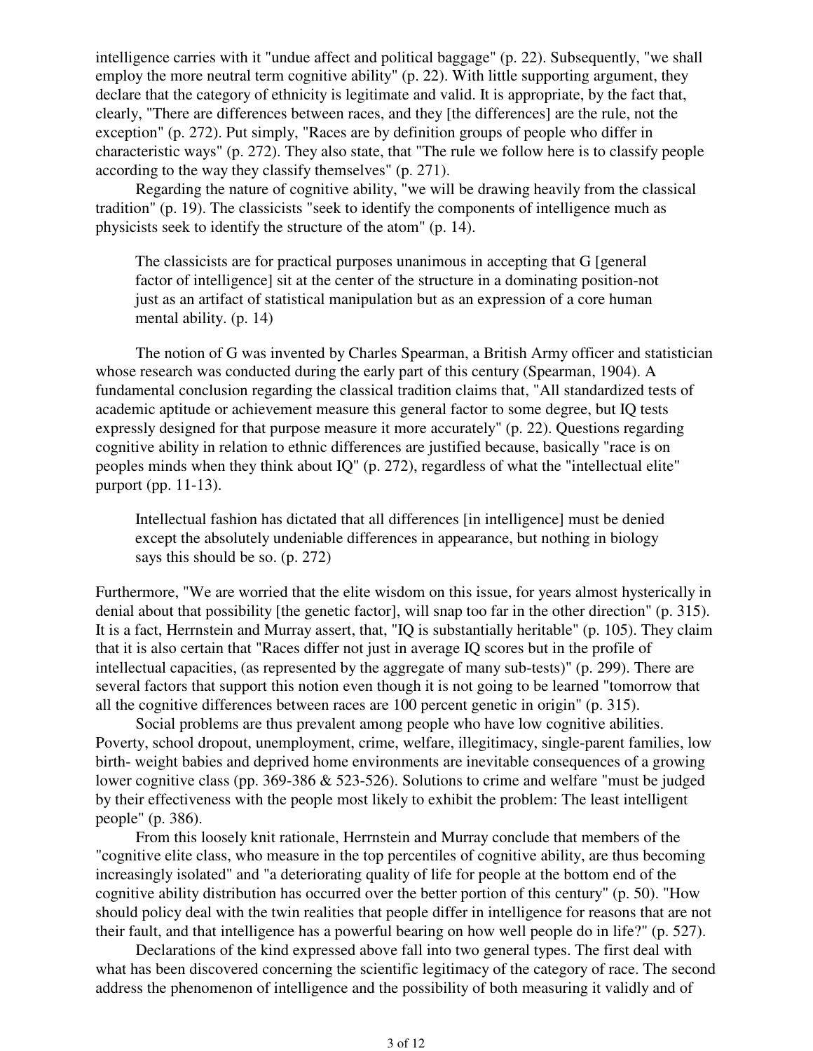intelligence carries with it "undue affect and political baggage" (p. 22). Subsequently, "we shall employ the more neutral term cognitive ability" (p. 22). With little supporting argument, they declare that the category of ethnicity is legitimate and valid. It is appropriate, by the fact that, clearly, "There are differences between races, and they [the differences] are the rule, not the exception" (p. 272). Put simply, "Races are by definition groups of people who differ in characteristic ways" (p. 272). They also state, that "The rule we follow here is to classify people according to the way they classify themselves" (p. 271).

Regarding the nature of cognitive ability, "we will be drawing heavily from the classical tradition" (p. 19). The classicists "seek to identify the components of intelligence much as physicists seek to identify the structure of the atom" (p. 14).

> The classicists are for practical purposes unanimous in accepting that G [general factor of intelligence] sit at the center of the structure in a dominating position-not just as an artifact of statistical manipulation but as an expression of a core human mental ability. (p. 14)

The notion of G was invented by Charles Spearman, a British Army officer and statistician whose research was conducted during the early part of this century (Spearman, 1904). A fundamental conclusion regarding the classical tradition claims that, "All standardized tests of academic aptitude or achievement measure this general factor to some degree, but IQ tests expressly designed for that purpose measure it more accurately" (p. 22). Questions regarding cognitive ability in relation to ethnic differences are justified because, basically "race is on peoples minds when they think about IQ" (p. 272), regardless of what the "intellectual elite" purport (pp. 11-13).

> Intellectual fashion has dictated that all differences [in intelligence] must be denied except the absolutely undeniable differences in appearance, but nothing in biology says this should be so. (p. 272)

Furthermore, "We are worried that the elite wisdom on this issue, for years almost hysterically in denial about that possibility [the genetic factor], will snap too far in the other direction" (p. 315). It is a fact, Herrnstein and Murray assert, that, "IQ is substantially heritable" (p. 105). They claim that it is also certain that "Races differ not just in average IQ scores but in the profile of intellectual capacities, (as represented by the aggregate of many sub-tests)" (p. 299). There are several factors that support this notion even though it is not going to be learned "tomorrow that all the cognitive differences between races are 100 percent genetic in origin" (p. 315).

Social problems are thus prevalent among people who have low cognitive abilities. Poverty, school dropout, unemployment, crime, welfare, illegitimacy, single-parent families, low birth- weight babies and deprived home environments are inevitable consequences of a growing lower cognitive class (pp. 369-386 & 523-526). Solutions to crime and welfare "must be judged by their effectiveness with the people most likely to exhibit the problem: The least intelligent people" (p. 386).

From this loosely knit rationale, Herrnstein and Murray conclude that members of the "cognitive elite class, who measure in the top percentiles of cognitive ability, are thus becoming increasingly isolated" and "a deteriorating quality of life for people at the bottom end of the cognitive ability distribution has occurred over the better portion of this century" (p. 50). "How should policy deal with the twin realities that people differ in intelligence for reasons that are not their fault, and that intelligence has a powerful bearing on how well people do in life?" (p. 527).

Declarations of the kind expressed above fall into two general types. The first deal with what has been discovered concerning the scientific legitimacy of the category of race. The second address the phenomenon of intelligence and the possibility of both measuring it validly and of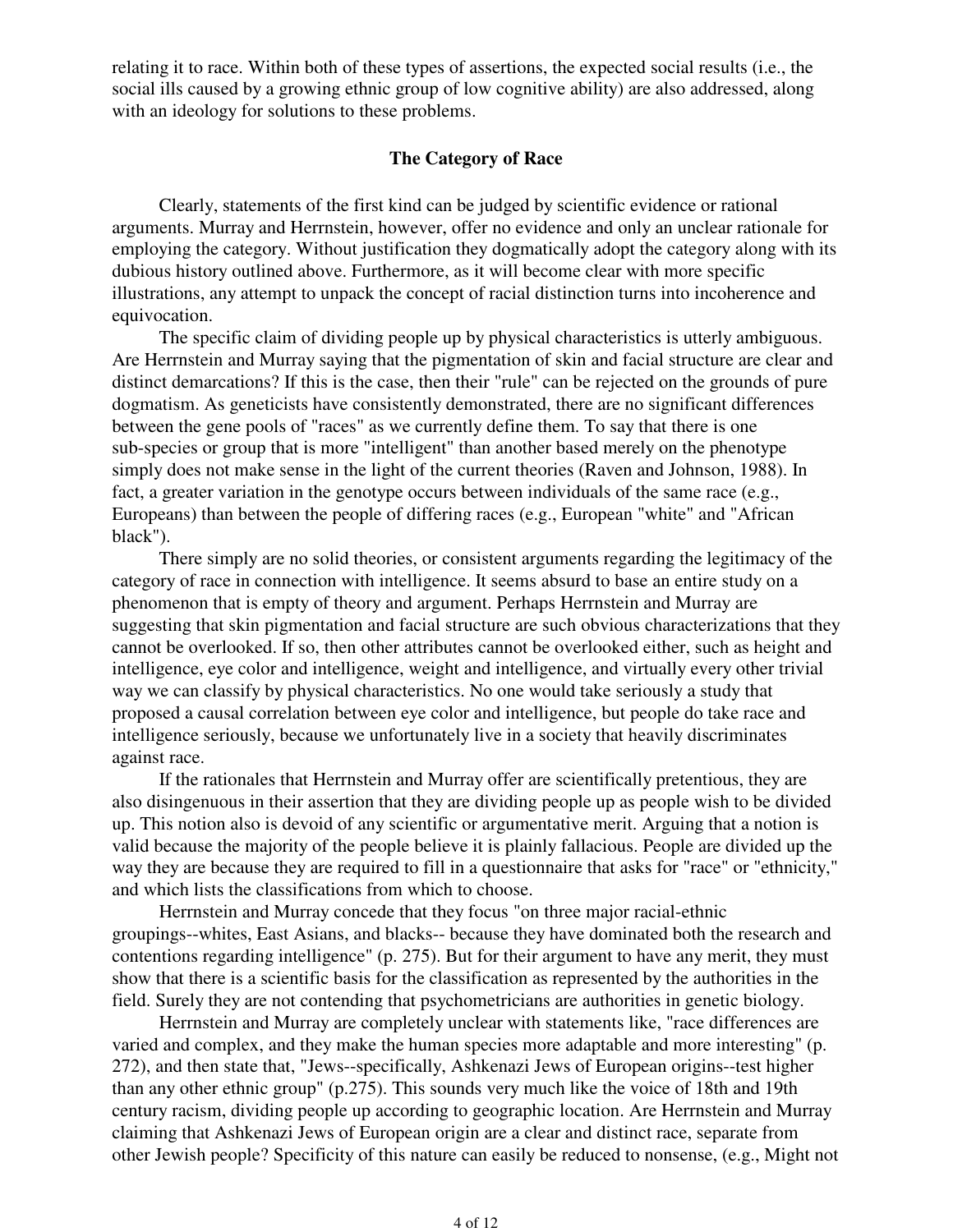relating it to race. Within both of these types of assertions, the expected social results (i.e., the social ills caused by a growing ethnic group of low cognitive ability) are also addressed, along with an ideology for solutions to these problems.

## The Category of Race

Clearly, statements of the first kind can be judged by scientific evidence or rational arguments. Murray and Herrnstein, however, offer no evidence and only an unclear rationale for employing the category. Without justification they dogmatically adopt the category along with its dubious history outlined above. Furthermore, as it will become clear with more specific illustrations, any attempt to unpack the concept of racial distinction turns into incoherence and equivocation.

The specific claim of dividing people up by physical characteristics is utterly ambiguous. Are Herrnstein and Murray saying that the pigmentation of skin and facial structure are clear and distinct demarcations? If this is the case, then their "rule" can be rejected on the grounds of pure dogmatism. As geneticists have consistently demonstrated, there are no significant differences between the gene pools of "races" as we currently define them. To say that there is one sub-species or group that is more "intelligent" than another based merely on the phenotype simply does not make sense in the light of the current theories (Raven and Johnson, 1988). In fact, a greater variation in the genotype occurs between individuals of the same race (e.g., Europeans) than between the people of differing races (e.g., European "white" and "African black").

There simply are no solid theories, or consistent arguments regarding the legitimacy of the category of race in connection with intelligence. It seems absurd to base an entire study on a phenomenon that is empty of theory and argument. Perhaps Herrnstein and Murray are suggesting that skin pigmentation and facial structure are such obvious characterizations that they cannot be overlooked. If so, then other attributes cannot be overlooked either, such as height and intelligence, eye color and intelligence, weight and intelligence, and virtually every other trivial way we can classify by physical characteristics. No one would take seriously a study that proposed a causal correlation between eye color and intelligence, but people do take race and intelligence seriously, because we unfortunately live in a society that heavily discriminates against race.

If the rationales that Herrnstein and Murray offer are scientifically pretentious, they are also disingenuous in their assertion that they are dividing people up as people wish to be divided up. This notion also is devoid of any scientific or argumentative merit. Arguing that a notion is valid because the majority of the people believe it is plainly fallacious. People are divided up the way they are because they are required to fill in a questionnaire that asks for "race" or "ethnicity," and which lists the classifications from which to choose.

Herrnstein and Murray concede that they focus "on three major racial-ethnic groupings--whites, East Asians, and blacks-- because they have dominated both the research and contentions regarding intelligence" (p. 275). But for their argument to have any merit, they must show that there is a scientific basis for the classification as represented by the authorities in the field. Surely they are not contending that psychometricians are authorities in genetic biology.

Herrnstein and Murray are completely unclear with statements like, "race differences are varied and complex, and they make the human species more adaptable and more interesting" (p. 272), and then state that, "Jews--specifically, Ashkenazi Jews of European origins--test higher than any other ethnic group" (p.275). This sounds very much like the voice of 18th and 19th century racism, dividing people up according to geographic location. Are Herrnstein and Murray claiming that Ashkenazi Jews of European origin are a clear and distinct race, separate from other Jewish people? Specificity of this nature can easily be reduced to nonsense, (e.g., Might not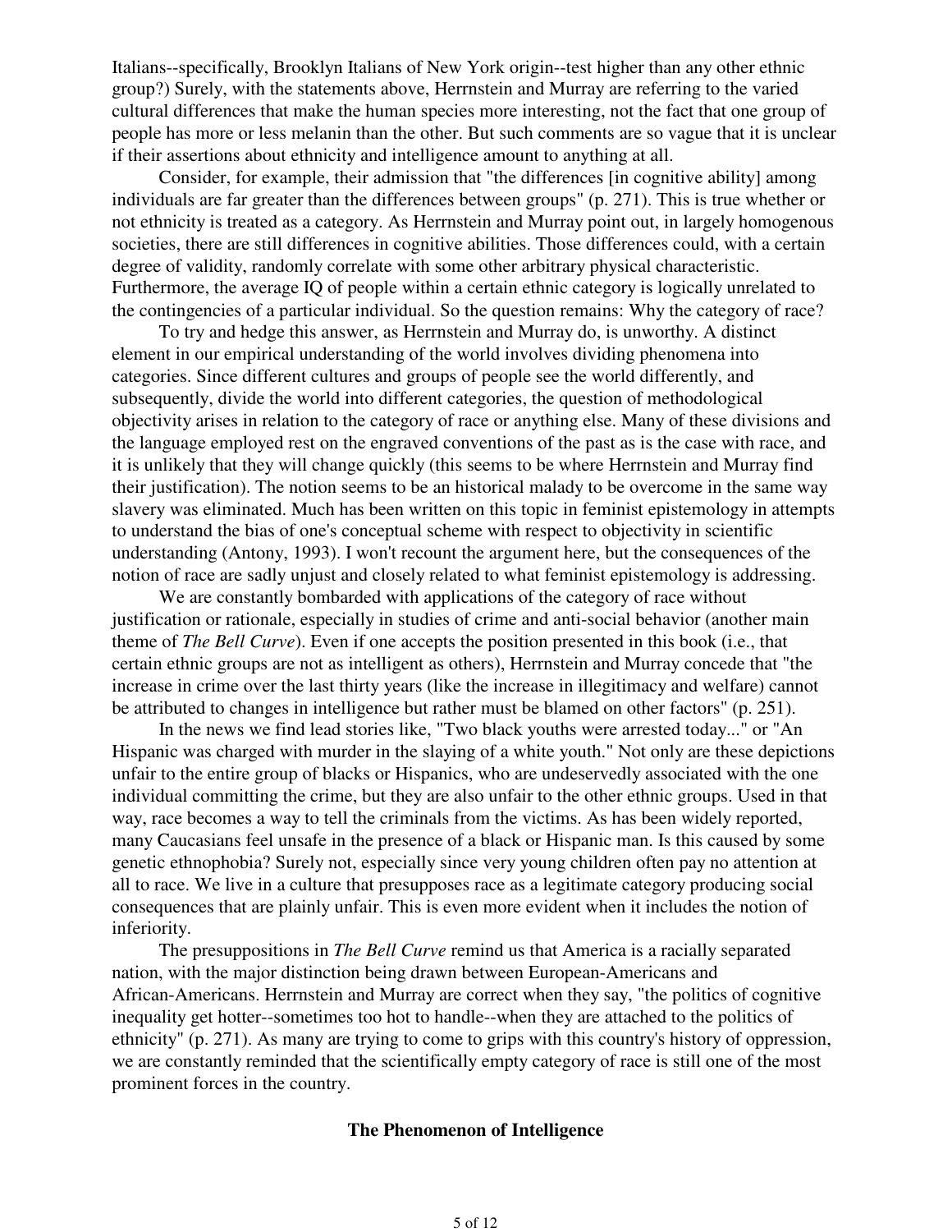Italians--specifically, Brooklyn Italians of New York origin--test higher than any other ethnic group?) Surely, with the statements above, Herrnstein and Murray are referring to the varied cultural differences that make the human species more interesting, not the fact that one group of people has more or less melanin than the other. But such comments are so vague that it is unclear if their assertions about ethnicity and intelligence amount to anything at all.

Consider, for example, their admission that "the differences [in cognitive ability] among individuals are far greater than the differences between groups" (p. 271). This is true whether or not ethnicity is treated as a category. As Herrnstein and Murray point out, in largely homogenous societies, there are still differences in cognitive abilities. Those differences could, with a certain degree of validity, randomly correlate with some other arbitrary physical characteristic. Furthermore, the average IQ of people within a certain ethnic category is logically unrelated to the contingencies of a particular individual. So the question remains: Why the category of race?

To try and hedge this answer, as Herrnstein and Murray do, is unworthy. A distinct element in our empirical understanding of the world involves dividing phenomena into categories. Since different cultures and groups of people see the world differently, and subsequently, divide the world into different categories, the question of methodological objectivity arises in relation to the category of race or anything else. Many of these divisions and the language employed rest on the engraved conventions of the past as is the case with race, and it is unlikely that they will change quickly (this seems to be where Herrnstein and Murray find their justification). The notion seems to be an historical malady to be overcome in the same way slavery was eliminated. Much has been written on this topic in feminist epistemology in attempts to understand the bias of one's conceptual scheme with respect to objectivity in scientific understanding (Antony, 1993). I won't recount the argument here, but the consequences of the notion of race are sadly unjust and closely related to what feminist epistemology is addressing.

We are constantly bombarded with applications of the category of race without justification or rationale, especially in studies of crime and anti-social behavior (another main theme of *The Bell Curve*). Even if one accepts the position presented in this book (i.e., that certain ethnic groups are not as intelligent as others), Herrnstein and Murray concede that "the increase in crime over the last thirty years (like the increase in illegitimacy and welfare) cannot be attributed to changes in intelligence but rather must be blamed on other factors" (p. 251).

In the news we find lead stories like, "Two black youths were arrested today..." or "An Hispanic was charged with murder in the slaying of a white youth." Not only are these depictions unfair to the entire group of blacks or Hispanics, who are undeservedly associated with the one individual committing the crime, but they are also unfair to the other ethnic groups. Used in that way, race becomes a way to tell the criminals from the victims. As has been widely reported, many Caucasians feel unsafe in the presence of a black or Hispanic man. Is this caused by some genetic ethnophobia? Surely not, especially since very young children often pay no attention at all to race. We live in a culture that presupposes race as a legitimate category producing social consequences that are plainly unfair. This is even more evident when it includes the notion of inferiority.

The presuppositions in *The Bell Curve* remind us that America is a racially separated nation, with the major distinction being drawn between European-Americans and African-Americans. Herrnstein and Murray are correct when they say, "the politics of cognitive inequality get hotter--sometimes too hot to handle--when they are attached to the politics of ethnicity" (p. 271). As many are trying to come to grips with this country's history of oppression, we are constantly reminded that the scientifically empty category of race is still one of the most prominent forces in the country.

## The Phenomenon of Intelligence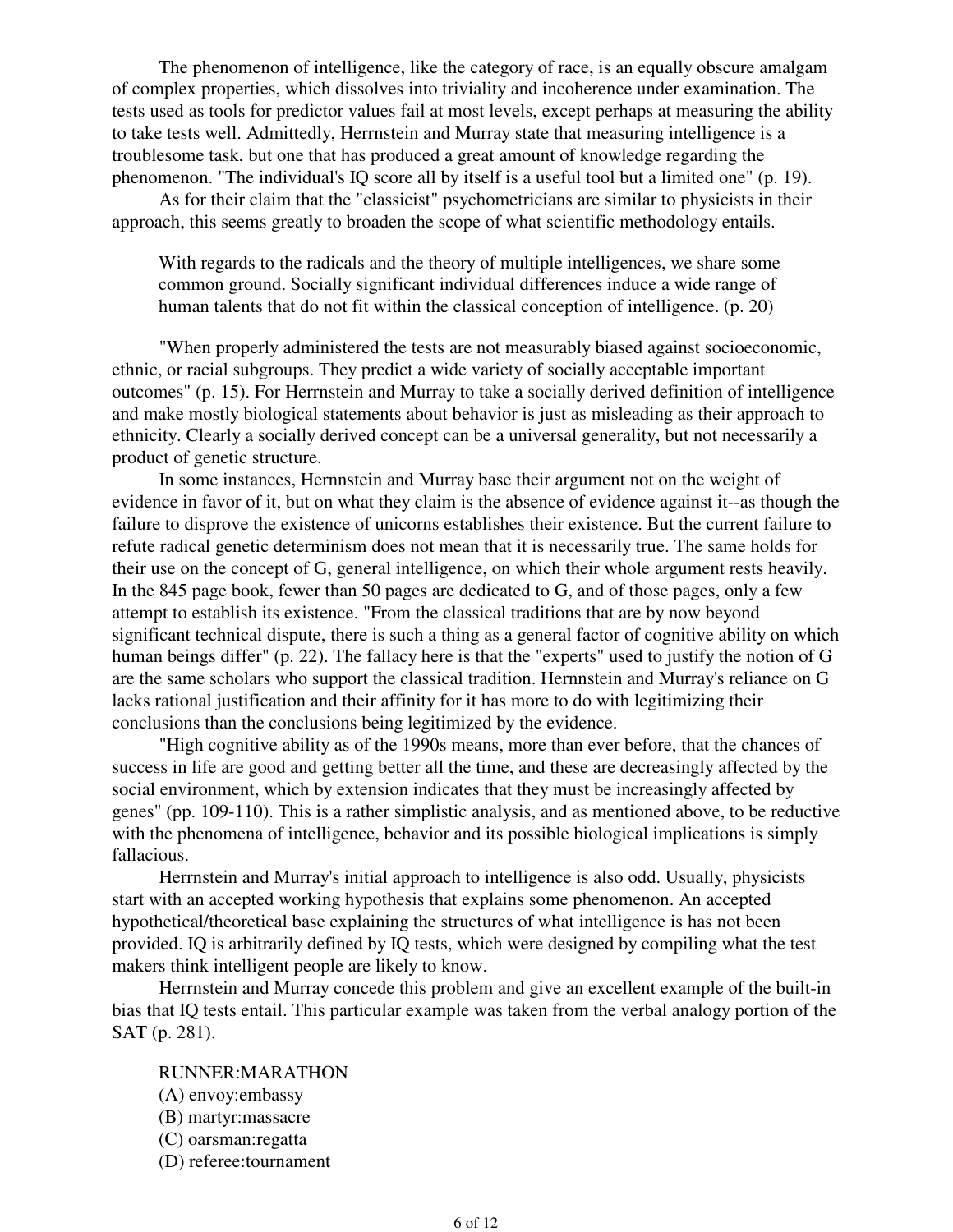The phenomenon of intelligence, like the category of race, is an equally obscure amalgam of complex properties, which dissolves into triviality and incoherence under examination. The tests used as tools for predictor values fail at most levels, except perhaps at measuring the ability to take tests well. Admittedly, Herrnstein and Murray state that measuring intelligence is a troublesome task, but one that has produced a great amount of knowledge regarding the phenomenon. "The individual's IQ score all by itself is a useful tool but a limited one" (p. 19).

As for their claim that the "classicist" psychometricians are similar to physicists in their approach, this seems greatly to broaden the scope of what scientific methodology entails.

> With regards to the radicals and the theory of multiple intelligences, we share some common ground. Socially significant individual differences induce a wide range of human talents that do not fit within the classical conception of intelligence. (p. 20)

"When properly administered the tests are not measurably biased against socioeconomic, ethnic, or racial subgroups. They predict a wide variety of socially acceptable important outcomes" (p. 15). For Herrnstein and Murray to take a socially derived definition of intelligence and make mostly biological statements about behavior is just as misleading as their approach to ethnicity. Clearly a socially derived concept can be a universal generality, but not necessarily a product of genetic structure.

In some instances, Hernnstein and Murray base their argument not on the weight of evidence in favor of it, but on what they claim is the absence of evidence against it--as though the failure to disprove the existence of unicorns establishes their existence. But the current failure to refute radical genetic determinism does not mean that it is necessarily true. The same holds for their use on the concept of G, general intelligence, on which their whole argument rests heavily. In the 845 page book, fewer than 50 pages are dedicated to G, and of those pages, only a few attempt to establish its existence. "From the classical traditions that are by now beyond significant technical dispute, there is such a thing as a general factor of cognitive ability on which human beings differ" (p. 22). The fallacy here is that the "experts" used to justify the notion of G are the same scholars who support the classical tradition. Hernnstein and Murray's reliance on G lacks rational justification and their affinity for it has more to do with legitimizing their conclusions than the conclusions being legitimized by the evidence.

"High cognitive ability as of the 1990s means, more than ever before, that the chances of success in life are good and getting better all the time, and these are decreasingly affected by the social environment, which by extension indicates that they must be increasingly affected by genes" (pp. 109-110). This is a rather simplistic analysis, and as mentioned above, to be reductive with the phenomena of intelligence, behavior and its possible biological implications is simply fallacious.

Herrnstein and Murray's initial approach to intelligence is also odd. Usually, physicists start with an accepted working hypothesis that explains some phenomenon. An accepted hypothetical/theoretical base explaining the structures of what intelligence is has not been provided. IQ is arbitrarily defined by IQ tests, which were designed by compiling what the test makers think intelligent people are likely to know.

Herrnstein and Murray concede this problem and give an excellent example of the built-in bias that IQ tests entail. This particular example was taken from the verbal analogy portion of the SAT (p. 281).

> RUNNER:MARATHON
> (A) envoy:embassy
> (B) martyr:massacre
> (C) oarsman:regatta
> (D) referee:tournament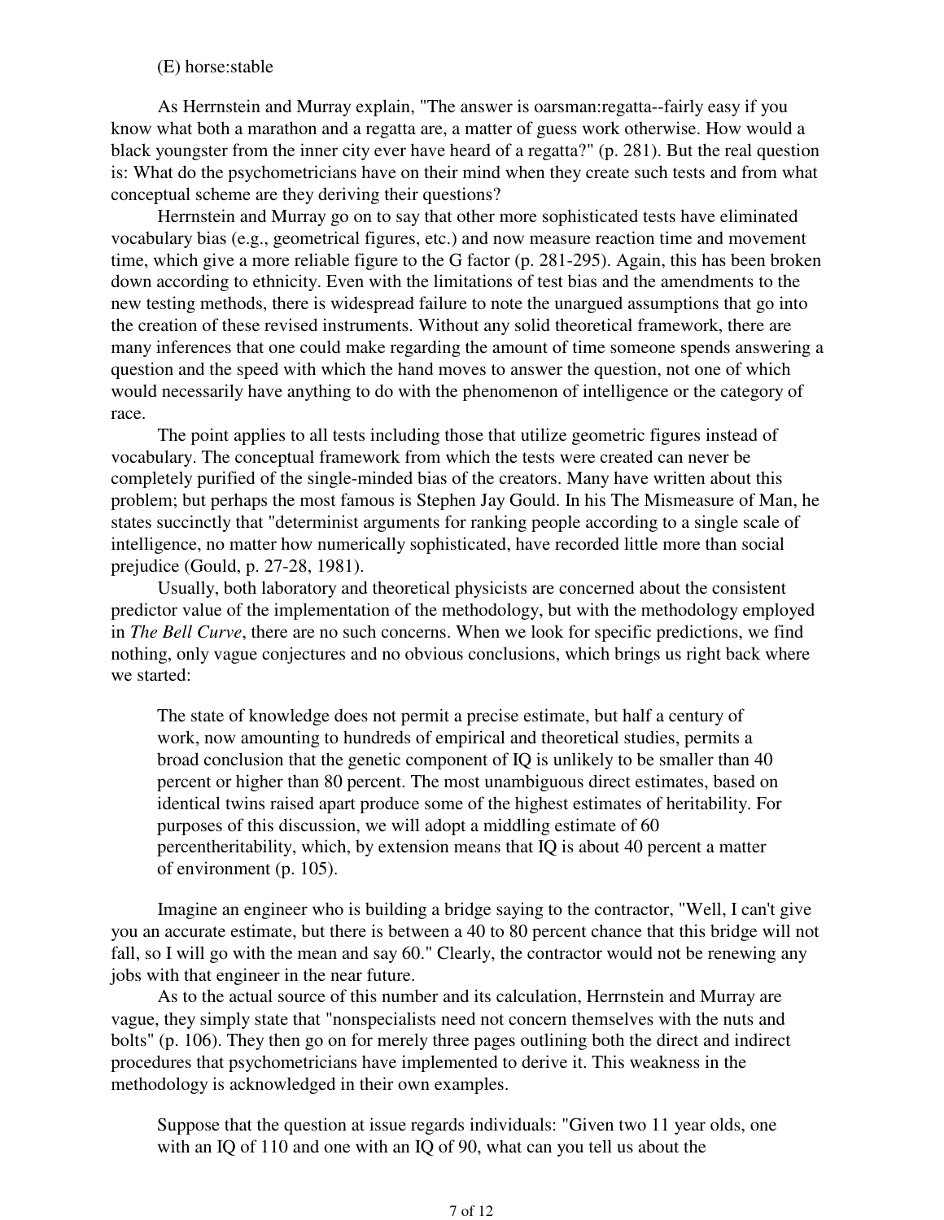(E) horse:stable

As Herrnstein and Murray explain, "The answer is oarsman:regatta--fairly easy if you know what both a marathon and a regatta are, a matter of guess work otherwise. How would a black youngster from the inner city ever have heard of a regatta?" (p. 281). But the real question is: What do the psychometricians have on their mind when they create such tests and from what conceptual scheme are they deriving their questions?

Herrnstein and Murray go on to say that other more sophisticated tests have eliminated vocabulary bias (e.g., geometrical figures, etc.) and now measure reaction time and movement time, which give a more reliable figure to the G factor (p. 281-295). Again, this has been broken down according to ethnicity. Even with the limitations of test bias and the amendments to the new testing methods, there is widespread failure to note the unargued assumptions that go into the creation of these revised instruments. Without any solid theoretical framework, there are many inferences that one could make regarding the amount of time someone spends answering a question and the speed with which the hand moves to answer the question, not one of which would necessarily have anything to do with the phenomenon of intelligence or the category of race.

The point applies to all tests including those that utilize geometric figures instead of vocabulary. The conceptual framework from which the tests were created can never be completely purified of the single-minded bias of the creators. Many have written about this problem; but perhaps the most famous is Stephen Jay Gould. In his The Mismeasure of Man, he states succinctly that "determinist arguments for ranking people according to a single scale of intelligence, no matter how numerically sophisticated, have recorded little more than social prejudice (Gould, p. 27-28, 1981).

Usually, both laboratory and theoretical physicists are concerned about the consistent predictor value of the implementation of the methodology, but with the methodology employed in *The Bell Curve*, there are no such concerns. When we look for specific predictions, we find nothing, only vague conjectures and no obvious conclusions, which brings us right back where we started:

> The state of knowledge does not permit a precise estimate, but half a century of work, now amounting to hundreds of empirical and theoretical studies, permits a broad conclusion that the genetic component of IQ is unlikely to be smaller than 40 percent or higher than 80 percent. The most unambiguous direct estimates, based on identical twins raised apart produce some of the highest estimates of heritability. For purposes of this discussion, we will adopt a middling estimate of 60 percentheritability, which, by extension means that IQ is about 40 percent a matter of environment (p. 105).

Imagine an engineer who is building a bridge saying to the contractor, "Well, I can't give you an accurate estimate, but there is between a 40 to 80 percent chance that this bridge will not fall, so I will go with the mean and say 60." Clearly, the contractor would not be renewing any jobs with that engineer in the near future.

As to the actual source of this number and its calculation, Herrnstein and Murray are vague, they simply state that "nonspecialists need not concern themselves with the nuts and bolts" (p. 106). They then go on for merely three pages outlining both the direct and indirect procedures that psychometricians have implemented to derive it. This weakness in the methodology is acknowledged in their own examples.

> Suppose that the question at issue regards individuals: "Given two 11 year olds, one with an IQ of 110 and one with an IQ of 90, what can you tell us about the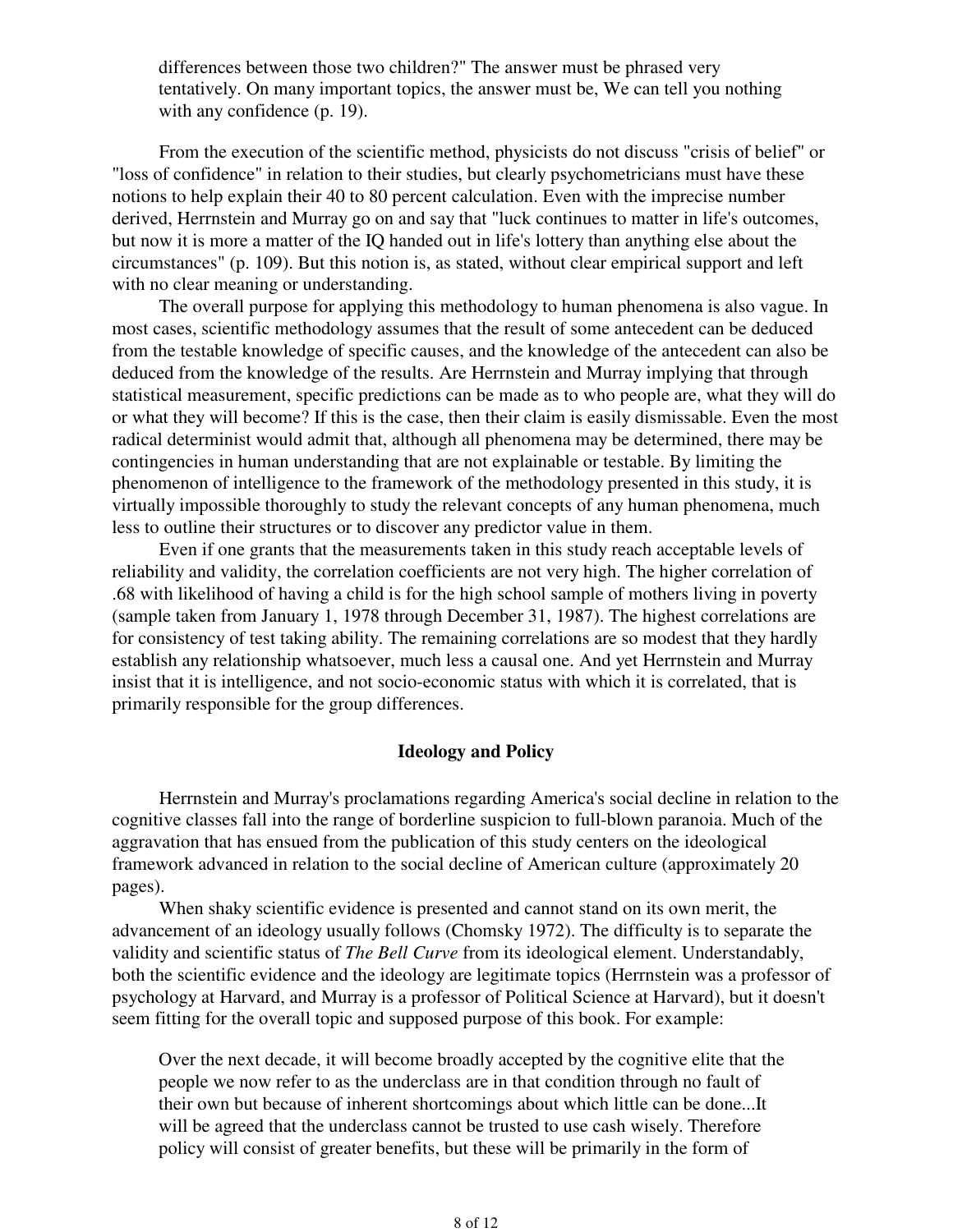> differences between those two children?" The answer must be phrased very tentatively. On many important topics, the answer must be, We can tell you nothing with any confidence (p. 19).

From the execution of the scientific method, physicists do not discuss "crisis of belief" or "loss of confidence" in relation to their studies, but clearly psychometricians must have these notions to help explain their 40 to 80 percent calculation. Even with the imprecise number derived, Herrnstein and Murray go on and say that "luck continues to matter in life's outcomes, but now it is more a matter of the IQ handed out in life's lottery than anything else about the circumstances" (p. 109). But this notion is, as stated, without clear empirical support and left with no clear meaning or understanding.

The overall purpose for applying this methodology to human phenomena is also vague. In most cases, scientific methodology assumes that the result of some antecedent can be deduced from the testable knowledge of specific causes, and the knowledge of the antecedent can also be deduced from the knowledge of the results. Are Herrnstein and Murray implying that through statistical measurement, specific predictions can be made as to who people are, what they will do or what they will become? If this is the case, then their claim is easily dismissable. Even the most radical determinist would admit that, although all phenomena may be determined, there may be contingencies in human understanding that are not explainable or testable. By limiting the phenomenon of intelligence to the framework of the methodology presented in this study, it is virtually impossible thoroughly to study the relevant concepts of any human phenomena, much less to outline their structures or to discover any predictor value in them.

Even if one grants that the measurements taken in this study reach acceptable levels of reliability and validity, the correlation coefficients are not very high. The higher correlation of .68 with likelihood of having a child is for the high school sample of mothers living in poverty (sample taken from January 1, 1978 through December 31, 1987). The highest correlations are for consistency of test taking ability. The remaining correlations are so modest that they hardly establish any relationship whatsoever, much less a causal one. And yet Herrnstein and Murray insist that it is intelligence, and not socio-economic status with which it is correlated, that is primarily responsible for the group differences.

## Ideology and Policy

Herrnstein and Murray's proclamations regarding America's social decline in relation to the cognitive classes fall into the range of borderline suspicion to full-blown paranoia. Much of the aggravation that has ensued from the publication of this study centers on the ideological framework advanced in relation to the social decline of American culture (approximately 20 pages).

When shaky scientific evidence is presented and cannot stand on its own merit, the advancement of an ideology usually follows (Chomsky 1972). The difficulty is to separate the validity and scientific status of *The Bell Curve* from its ideological element. Understandably, both the scientific evidence and the ideology are legitimate topics (Herrnstein was a professor of psychology at Harvard, and Murray is a professor of Political Science at Harvard), but it doesn't seem fitting for the overall topic and supposed purpose of this book. For example:

> Over the next decade, it will become broadly accepted by the cognitive elite that the people we now refer to as the underclass are in that condition through no fault of their own but because of inherent shortcomings about which little can be done...It will be agreed that the underclass cannot be trusted to use cash wisely. Therefore policy will consist of greater benefits, but these will be primarily in the form of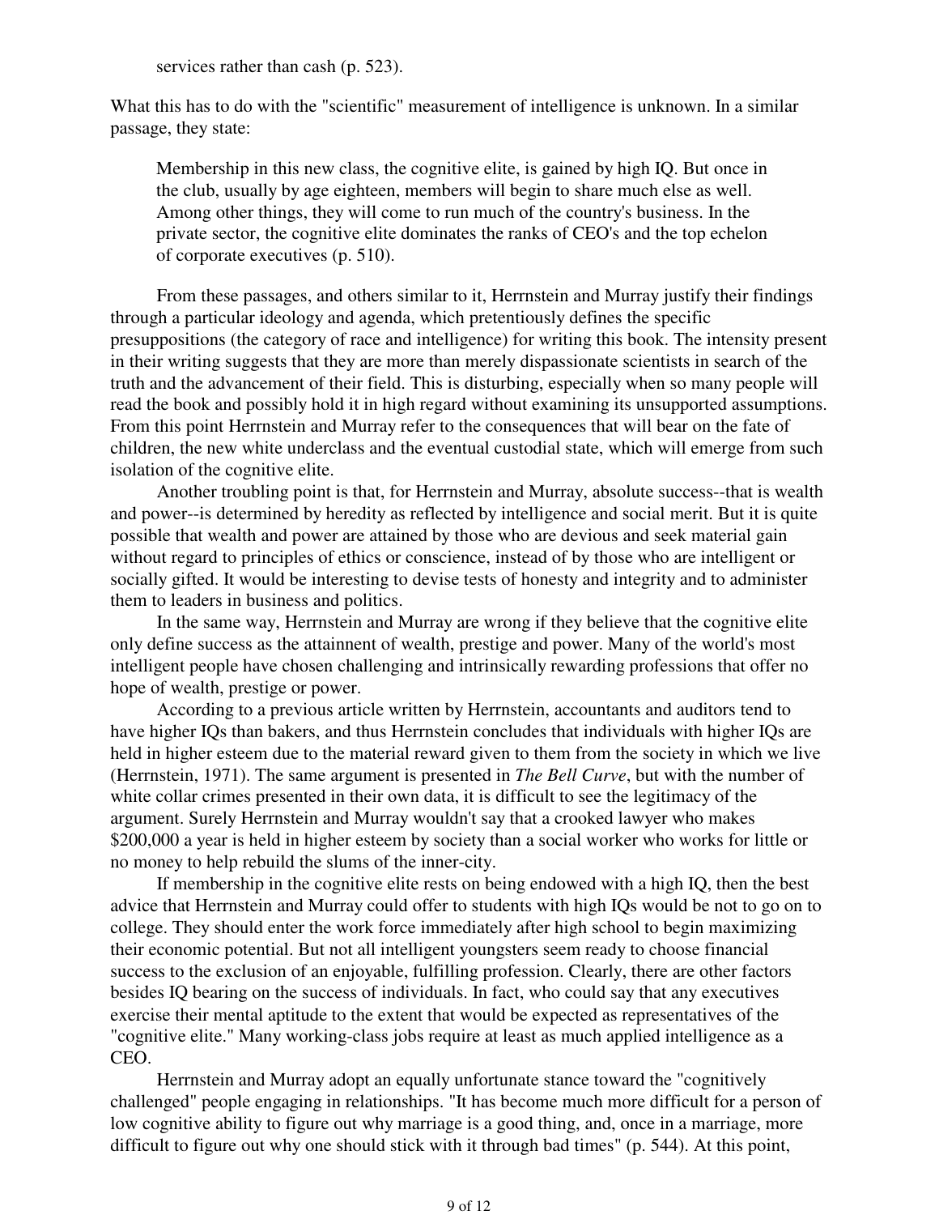services rather than cash (p. 523).

What this has to do with the "scientific" measurement of intelligence is unknown. In a similar passage, they state:

> Membership in this new class, the cognitive elite, is gained by high IQ. But once in the club, usually by age eighteen, members will begin to share much else as well. Among other things, they will come to run much of the country's business. In the private sector, the cognitive elite dominates the ranks of CEO's and the top echelon of corporate executives (p. 510).

From these passages, and others similar to it, Herrnstein and Murray justify their findings through a particular ideology and agenda, which pretentiously defines the specific presuppositions (the category of race and intelligence) for writing this book. The intensity present in their writing suggests that they are more than merely dispassionate scientists in search of the truth and the advancement of their field. This is disturbing, especially when so many people will read the book and possibly hold it in high regard without examining its unsupported assumptions. From this point Herrnstein and Murray refer to the consequences that will bear on the fate of children, the new white underclass and the eventual custodial state, which will emerge from such isolation of the cognitive elite.

Another troubling point is that, for Herrnstein and Murray, absolute success--that is wealth and power--is determined by heredity as reflected by intelligence and social merit. But it is quite possible that wealth and power are attained by those who are devious and seek material gain without regard to principles of ethics or conscience, instead of by those who are intelligent or socially gifted. It would be interesting to devise tests of honesty and integrity and to administer them to leaders in business and politics.

In the same way, Herrnstein and Murray are wrong if they believe that the cognitive elite only define success as the attainment of wealth, prestige and power. Many of the world's most intelligent people have chosen challenging and intrinsically rewarding professions that offer no hope of wealth, prestige or power.

According to a previous article written by Herrnstein, accountants and auditors tend to have higher IQs than bakers, and thus Herrnstein concludes that individuals with higher IQs are held in higher esteem due to the material reward given to them from the society in which we live (Herrnstein, 1971). The same argument is presented in *The Bell Curve*, but with the number of white collar crimes presented in their own data, it is difficult to see the legitimacy of the argument. Surely Herrnstein and Murray wouldn't say that a crooked lawyer who makes $200,000 a year is held in higher esteem by society than a social worker who works for little or no money to help rebuild the slums of the inner-city.

If membership in the cognitive elite rests on being endowed with a high IQ, then the best advice that Herrnstein and Murray could offer to students with high IQs would be not to go on to college. They should enter the work force immediately after high school to begin maximizing their economic potential. But not all intelligent youngsters seem ready to choose financial success to the exclusion of an enjoyable, fulfilling profession. Clearly, there are other factors besides IQ bearing on the success of individuals. In fact, who could say that any executives exercise their mental aptitude to the extent that would be expected as representatives of the "cognitive elite." Many working-class jobs require at least as much applied intelligence as a CEO.

Herrnstein and Murray adopt an equally unfortunate stance toward the "cognitively challenged" people engaging in relationships. "It has become much more difficult for a person of low cognitive ability to figure out why marriage is a good thing, and, once in a marriage, more difficult to figure out why one should stick with it through bad times" (p. 544). At this point,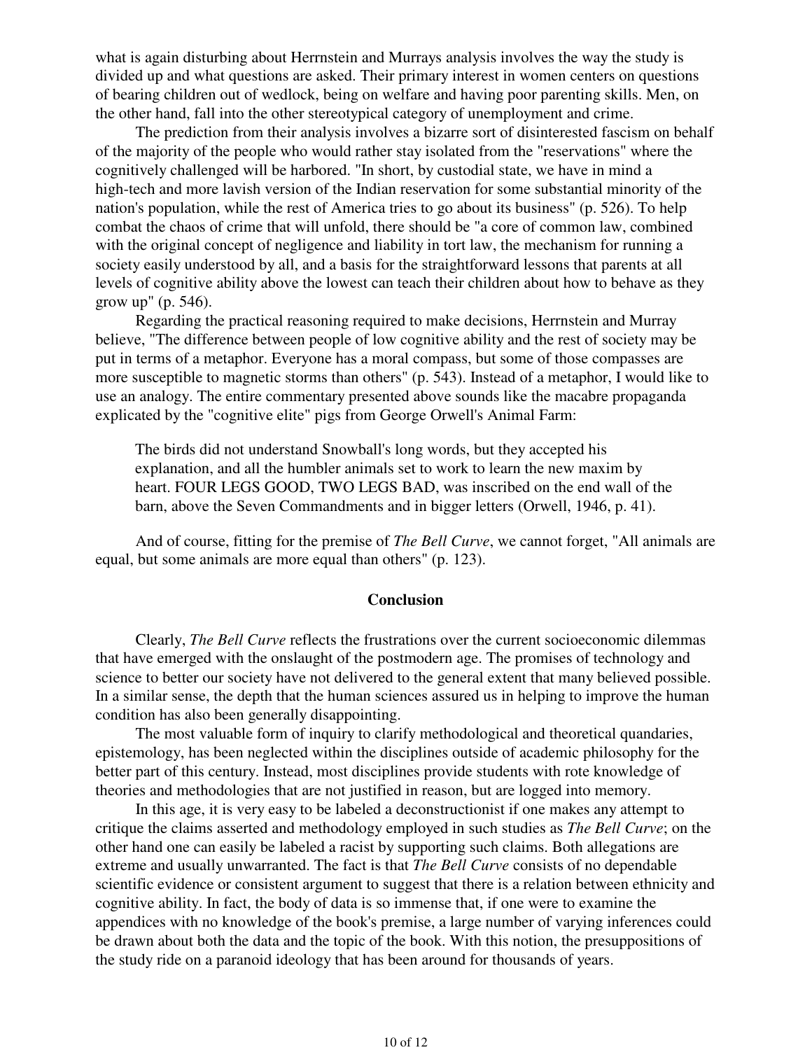what is again disturbing about Herrnstein and Murrays analysis involves the way the study is divided up and what questions are asked. Their primary interest in women centers on questions of bearing children out of wedlock, being on welfare and having poor parenting skills. Men, on the other hand, fall into the other stereotypical category of unemployment and crime.

The prediction from their analysis involves a bizarre sort of disinterested fascism on behalf of the majority of the people who would rather stay isolated from the "reservations" where the cognitively challenged will be harbored. "In short, by custodial state, we have in mind a high-tech and more lavish version of the Indian reservation for some substantial minority of the nation's population, while the rest of America tries to go about its business" (p. 526). To help combat the chaos of crime that will unfold, there should be "a core of common law, combined with the original concept of negligence and liability in tort law, the mechanism for running a society easily understood by all, and a basis for the straightforward lessons that parents at all levels of cognitive ability above the lowest can teach their children about how to behave as they grow up" (p. 546).

Regarding the practical reasoning required to make decisions, Herrnstein and Murray believe, "The difference between people of low cognitive ability and the rest of society may be put in terms of a metaphor. Everyone has a moral compass, but some of those compasses are more susceptible to magnetic storms than others" (p. 543). Instead of a metaphor, I would like to use an analogy. The entire commentary presented above sounds like the macabre propaganda explicated by the "cognitive elite" pigs from George Orwell's Animal Farm:

> The birds did not understand Snowball's long words, but they accepted his explanation, and all the humbler animals set to work to learn the new maxim by heart. FOUR LEGS GOOD, TWO LEGS BAD, was inscribed on the end wall of the barn, above the Seven Commandments and in bigger letters (Orwell, 1946, p. 41).

And of course, fitting for the premise of *The Bell Curve*, we cannot forget, "All animals are equal, but some animals are more equal than others" (p. 123).

## Conclusion

Clearly, *The Bell Curve* reflects the frustrations over the current socioeconomic dilemmas that have emerged with the onslaught of the postmodern age. The promises of technology and science to better our society have not delivered to the general extent that many believed possible. In a similar sense, the depth that the human sciences assured us in helping to improve the human condition has also been generally disappointing.

The most valuable form of inquiry to clarify methodological and theoretical quandaries, epistemology, has been neglected within the disciplines outside of academic philosophy for the better part of this century. Instead, most disciplines provide students with rote knowledge of theories and methodologies that are not justified in reason, but are logged into memory.

In this age, it is very easy to be labeled a deconstructionist if one makes any attempt to critique the claims asserted and methodology employed in such studies as *The Bell Curve*; on the other hand one can easily be labeled a racist by supporting such claims. Both allegations are extreme and usually unwarranted. The fact is that *The Bell Curve* consists of no dependable scientific evidence or consistent argument to suggest that there is a relation between ethnicity and cognitive ability. In fact, the body of data is so immense that, if one were to examine the appendices with no knowledge of the book's premise, a large number of varying inferences could be drawn about both the data and the topic of the book. With this notion, the presuppositions of the study ride on a paranoid ideology that has been around for thousands of years.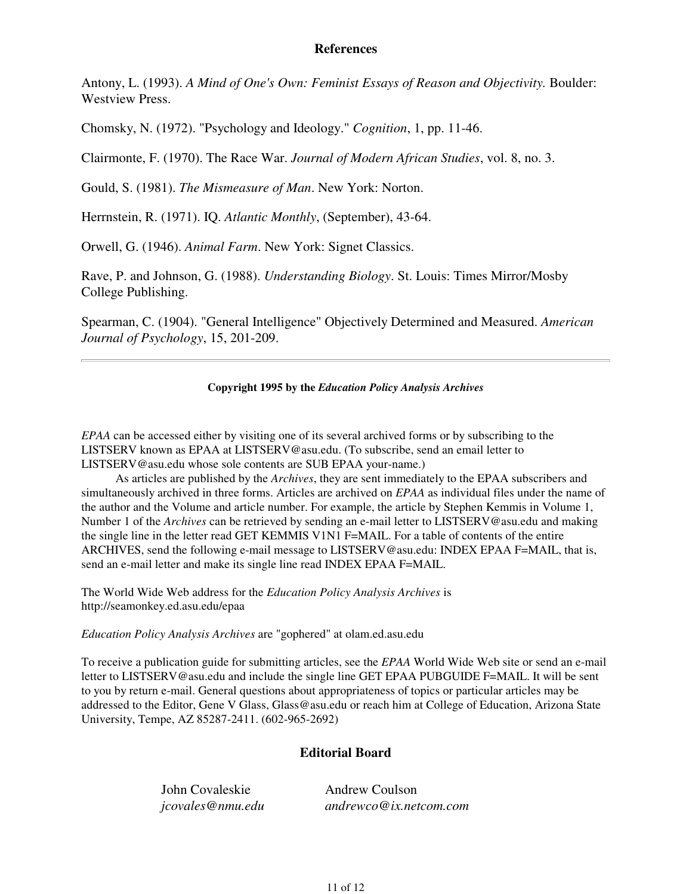## References

Antony, L. (1993). *A Mind of One's Own: Feminist Essays of Reason and Objectivity.* Boulder: Westview Press.

Chomsky, N. (1972). "Psychology and Ideology." *Cognition*, 1, pp. 11-46.

Clairmonte, F. (1970). The Race War. *Journal of Modern African Studies*, vol. 8, no. 3.

Gould, S. (1981). *The Mismeasure of Man*. New York: Norton.

Herrnstein, R. (1971). IQ. *Atlantic Monthly*, (September), 43-64.

Orwell, G. (1946). *Animal Farm*. New York: Signet Classics.

Rave, P. and Johnson, G. (1988). *Understanding Biology*. St. Louis: Times Mirror/Mosby College Publishing.

Spearman, C. (1904). "General Intelligence" Objectively Determined and Measured. *American Journal of Psychology*, 15, 201-209.

---

**Copyright 1995 by the *Education Policy Analysis Archives***

*EPAA* can be accessed either by visiting one of its several archived forms or by subscribing to the LISTSERV known as EPAA at LISTSERV@asu.edu. (To subscribe, send an email letter to LISTSERV@asu.edu whose sole contents are SUB EPAA your-name.)

As articles are published by the *Archives*, they are sent immediately to the EPAA subscribers and simultaneously archived in three forms. Articles are archived on *EPAA* as individual files under the name of the author and the Volume and article number. For example, the article by Stephen Kemmis in Volume 1, Number 1 of the *Archives* can be retrieved by sending an e-mail letter to LISTSERV@asu.edu and making the single line in the letter read GET KEMMIS V1N1 F=MAIL. For a table of contents of the entire ARCHIVES, send the following e-mail message to LISTSERV@asu.edu: INDEX EPAA F=MAIL, that is, send an e-mail letter and make its single line read INDEX EPAA F=MAIL.

The World Wide Web address for the *Education Policy Analysis Archives* is http://seamonkey.ed.asu.edu/epaa

*Education Policy Analysis Archives* are "gophered" at olam.ed.asu.edu

To receive a publication guide for submitting articles, see the *EPAA* World Wide Web site or send an e-mail letter to LISTSERV@asu.edu and include the single line GET EPAA PUBGUIDE F=MAIL. It will be sent to you by return e-mail. General questions about appropriateness of topics or particular articles may be addressed to the Editor, Gene V Glass, Glass@asu.edu or reach him at College of Education, Arizona State University, Tempe, AZ 85287-2411. (602-965-2692)

## Editorial Board

| | |
|---|---|
| John Covaleskie<br>*jcovales@nmu.edu* | Andrew Coulson<br>*andrewco@ix.netcom.com* |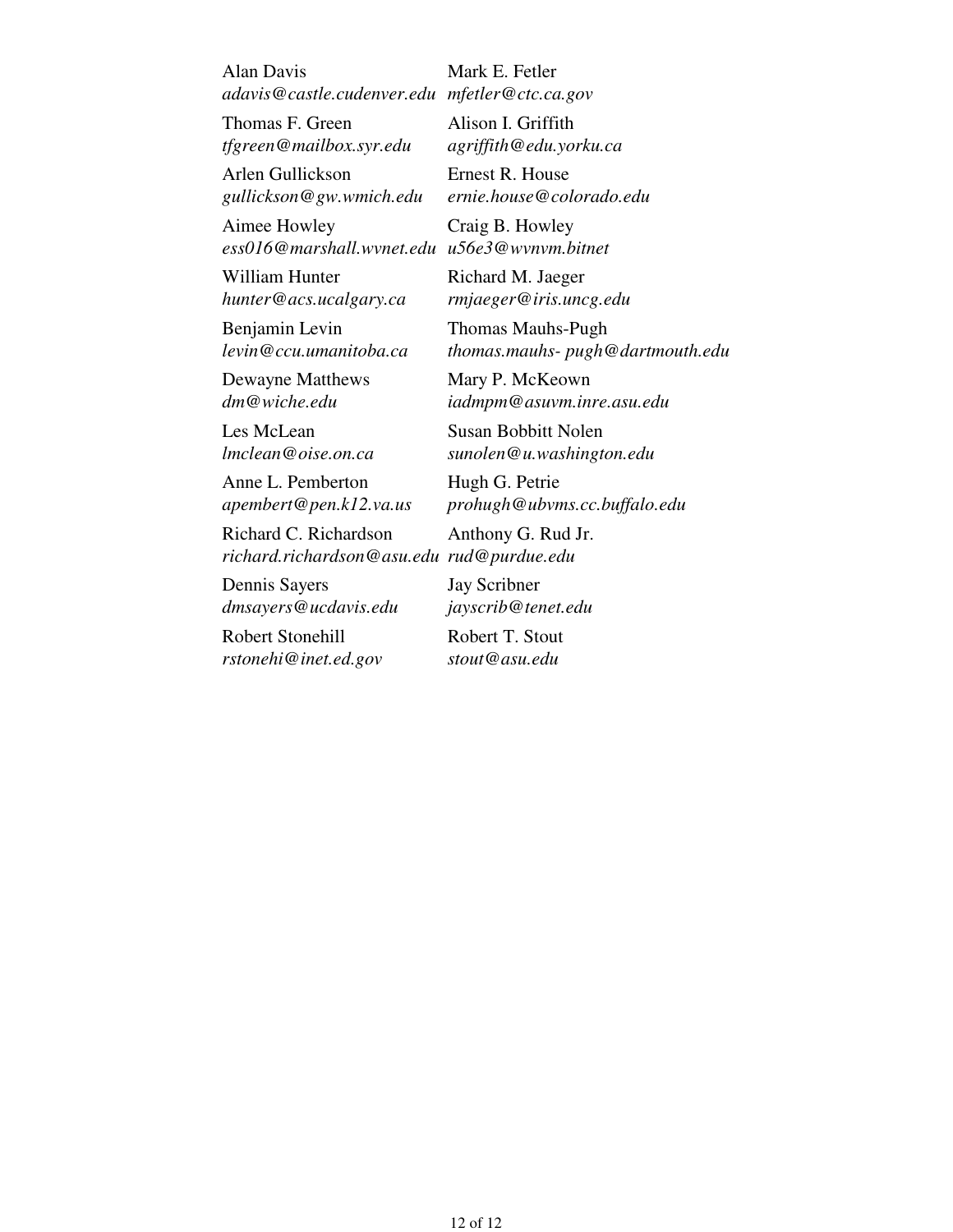Alan Davis
*adavis@castle.cudenver.edu*

Mark E. Fetler
*mfetler@ctc.ca.gov*

Thomas F. Green
*tfgreen@mailbox.syr.edu*

Alison I. Griffith
*agriffith@edu.yorku.ca*

Arlen Gullickson
*gullickson@gw.wmich.edu*

Ernest R. House
*ernie.house@colorado.edu*

Aimee Howley
*ess016@marshall.wvnet.edu*

Craig B. Howley
*u56e3@wvnvm.bitnet*

William Hunter
*hunter@acs.ucalgary.ca*

Richard M. Jaeger
*rmjaeger@iris.uncg.edu*

Benjamin Levin
*levin@ccu.umanitoba.ca*

Thomas Mauhs-Pugh
*thomas.mauhs- pugh@dartmouth.edu*

Dewayne Matthews
*dm@wiche.edu*

Mary P. McKeown
*iadmpm@asuvm.inre.asu.edu*

Les McLean
*lmclean@oise.on.ca*

Susan Bobbitt Nolen
*sunolen@u.washington.edu*

Anne L. Pemberton
*apembert@pen.k12.va.us*

Hugh G. Petrie
*prohugh@ubvms.cc.buffalo.edu*

Richard C. Richardson
*richard.richardson@asu.edu*

Anthony G. Rud Jr.
*rud@purdue.edu*

Dennis Sayers
*dmsayers@ucdavis.edu*

Jay Scribner
*jayscrib@tenet.edu*

Robert Stonehill
*rstonehi@inet.ed.gov*

Robert T. Stout
*stout@asu.edu*